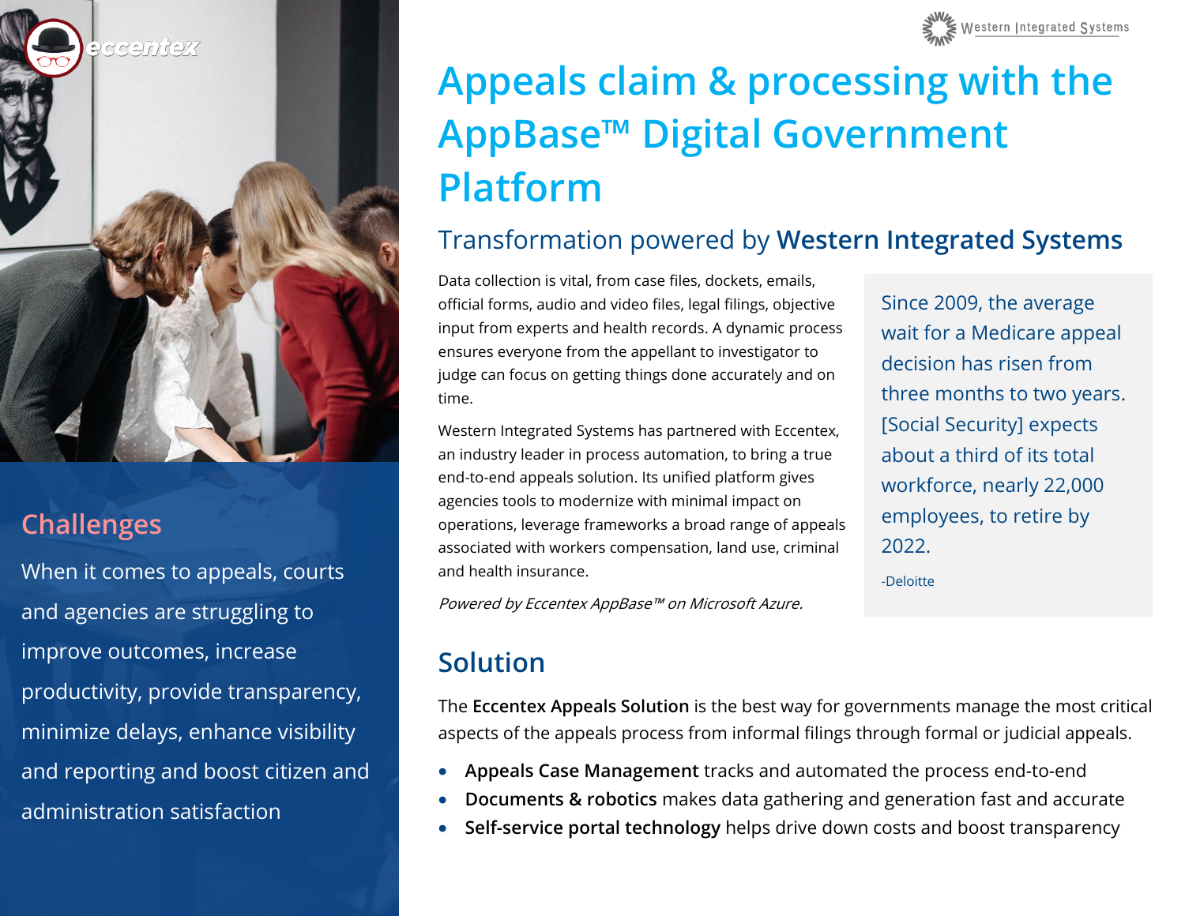# Appeals claim & processing with the AppBase™ Digital Government Platform

## Transformation powered by **Western Integrated Systems**

Data collection is vital, from case files, dockets, emails, official forms, audio and video files, legal filings, objective input from experts and health records. A dynamic process ensures everyone from the appellant to investigator to judge can focus on getting things done accurately and on time.

Western Integrated Systems has partnered with Eccentex, an industry leader in process automation, to bring a true end-to-end appeals solution. Its unified platform gives agencies tools to modernize with minimal impact on operations, leverage frameworks a broad range of appeals associated with workers compensation, land use, criminal and health insurance.

*Powered by Eccentex AppBase™ on Microsoft Azure.*

> Since 2009, the average wait for a Medicare appeal decision has risen from three months to two years. [Social Security] expects about a third of its total workforce, nearly 22,000 employees, to retire by 2022.
>
> -Deloitte

## Challenges

When it comes to appeals, courts and agencies are struggling to improve outcomes, increase productivity, provide transparency, minimize delays, enhance visibility and reporting and boost citizen and administration satisfaction

## Solution

The **Eccentex Appeals Solution** is the best way for governments manage the most critical aspects of the appeals process from informal filings through formal or judicial appeals.

- **Appeals Case Management** tracks and automated the process end-to-end
- **Documents & robotics** makes data gathering and generation fast and accurate
- **Self-service portal technology** helps drive down costs and boost transparency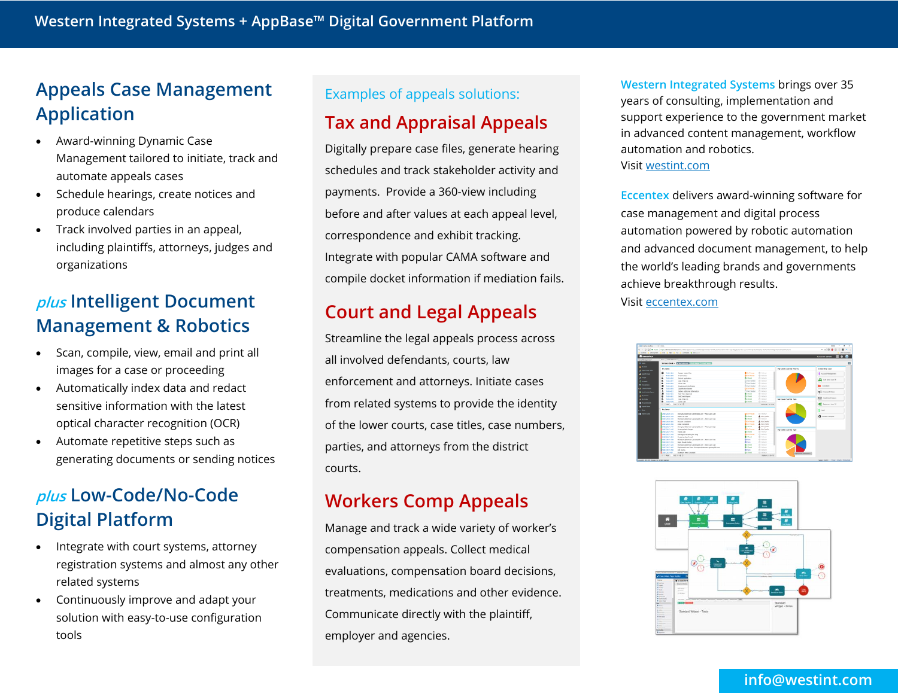# Western Integrated Systems + AppBase™ Digital Government Platform

## Appeals Case Management Application

- Award-winning Dynamic Case Management tailored to initiate, track and automate appeals cases
- Schedule hearings, create notices and produce calendars
- Track involved parties in an appeal, including plaintiffs, attorneys, judges and organizations

## *plus* Intelligent Document Management & Robotics

- Scan, compile, view, email and print all images for a case or proceeding
- Automatically index data and redact sensitive information with the latest optical character recognition (OCR)
- Automate repetitive steps such as generating documents or sending notices

## *plus* Low-Code/No-Code Digital Platform

- Integrate with court systems, attorney registration systems and almost any other related systems
- Continuously improve and adapt your solution with easy-to-use configuration tools

### Examples of appeals solutions:

## Tax and Appraisal Appeals

Digitally prepare case files, generate hearing schedules and track stakeholder activity and payments. Provide a 360-view including before and after values at each appeal level, correspondence and exhibit tracking. Integrate with popular CAMA software and compile docket information if mediation fails.

## Court and Legal Appeals

Streamline the legal appeals process across all involved defendants, courts, law enforcement and attorneys. Initiate cases from related systems to provide the identity of the lower courts, case titles, case numbers, parties, and attorneys from the district courts.

## Workers Comp Appeals

Manage and track a wide variety of worker's compensation appeals. Collect medical evaluations, compensation board decisions, treatments, medications and other evidence. Communicate directly with the plaintiff, employer and agencies.

**Western Integrated Systems** brings over 35 years of consulting, implementation and support experience to the government market in advanced content management, workflow automation and robotics.
Visit westint.com

**Eccentex** delivers award-winning software for case management and digital process automation powered by robotic automation and advanced document management, to help the world's leading brands and governments achieve breakthrough results.
Visit eccentex.com

info@westint.com